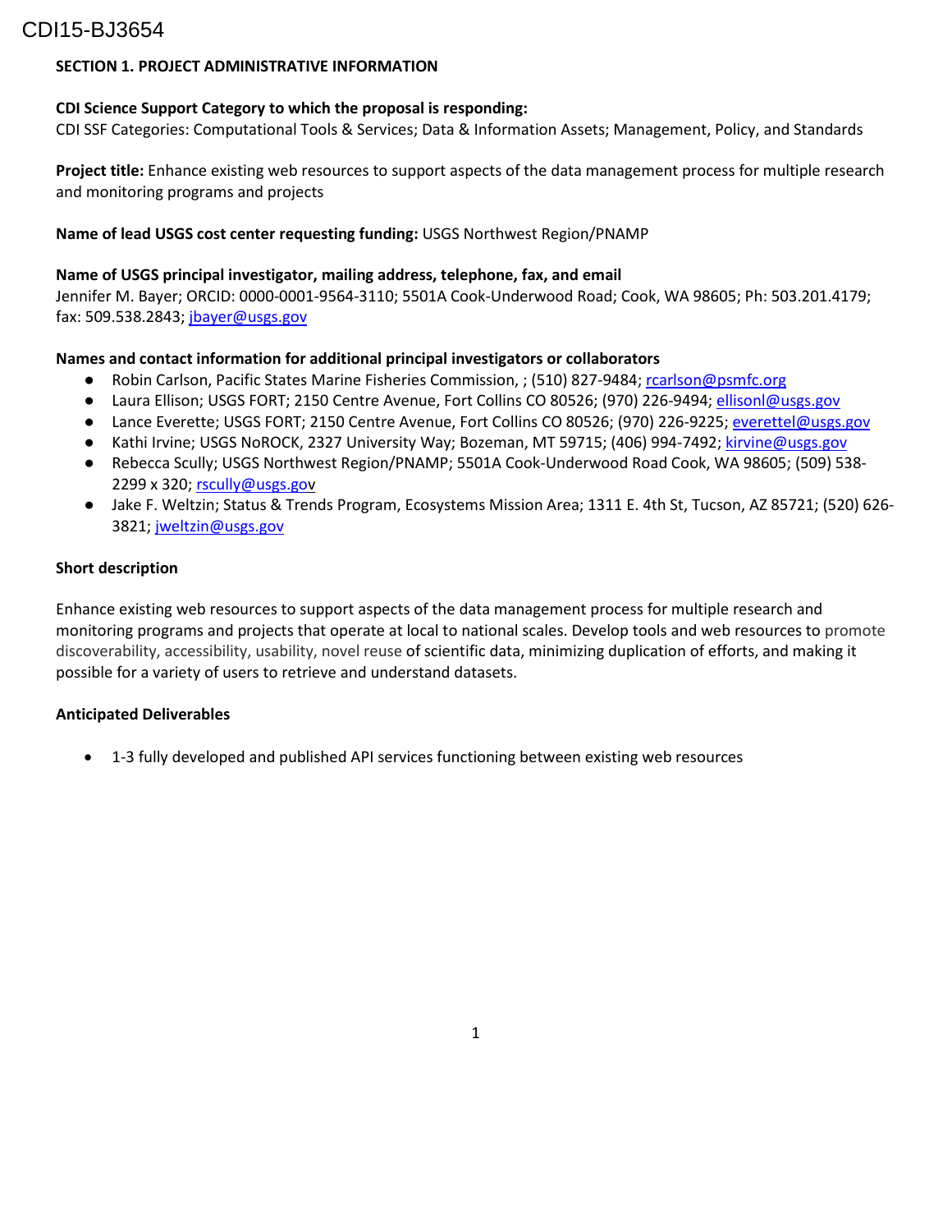CDI15-BJ3654

## SECTION 1. PROJECT ADMINISTRATIVE INFORMATION

**CDI Science Support Category to which the proposal is responding:**
CDI SSF Categories: Computational Tools & Services; Data & Information Assets; Management, Policy, and Standards

**Project title:** Enhance existing web resources to support aspects of the data management process for multiple research and monitoring programs and projects

**Name of lead USGS cost center requesting funding:** USGS Northwest Region/PNAMP

**Name of USGS principal investigator, mailing address, telephone, fax, and email**
Jennifer M. Bayer; ORCID: 0000-0001-9564-3110; 5501A Cook-Underwood Road; Cook, WA 98605; Ph: 503.201.4179; fax: 509.538.2843; jbayer@usgs.gov

**Names and contact information for additional principal investigators or collaborators**

- Robin Carlson, Pacific States Marine Fisheries Commission, ; (510) 827-9484; rcarlson@psmfc.org
- Laura Ellison; USGS FORT; 2150 Centre Avenue, Fort Collins CO 80526; (970) 226-9494; ellisonl@usgs.gov
- Lance Everette; USGS FORT; 2150 Centre Avenue, Fort Collins CO 80526; (970) 226-9225; everettel@usgs.gov
- Kathi Irvine; USGS NoROCK, 2327 University Way; Bozeman, MT 59715; (406) 994-7492; kirvine@usgs.gov
- Rebecca Scully; USGS Northwest Region/PNAMP; 5501A Cook-Underwood Road Cook, WA 98605; (509) 538-2299 x 320; rscully@usgs.gov
- Jake F. Weltzin; Status & Trends Program, Ecosystems Mission Area; 1311 E. 4th St, Tucson, AZ 85721; (520) 626-3821; jweltzin@usgs.gov

**Short description**

Enhance existing web resources to support aspects of the data management process for multiple research and monitoring programs and projects that operate at local to national scales. Develop tools and web resources to promote discoverability, accessibility, usability, novel reuse of scientific data, minimizing duplication of efforts, and making it possible for a variety of users to retrieve and understand datasets.

**Anticipated Deliverables**

- 1-3 fully developed and published API services functioning between existing web resources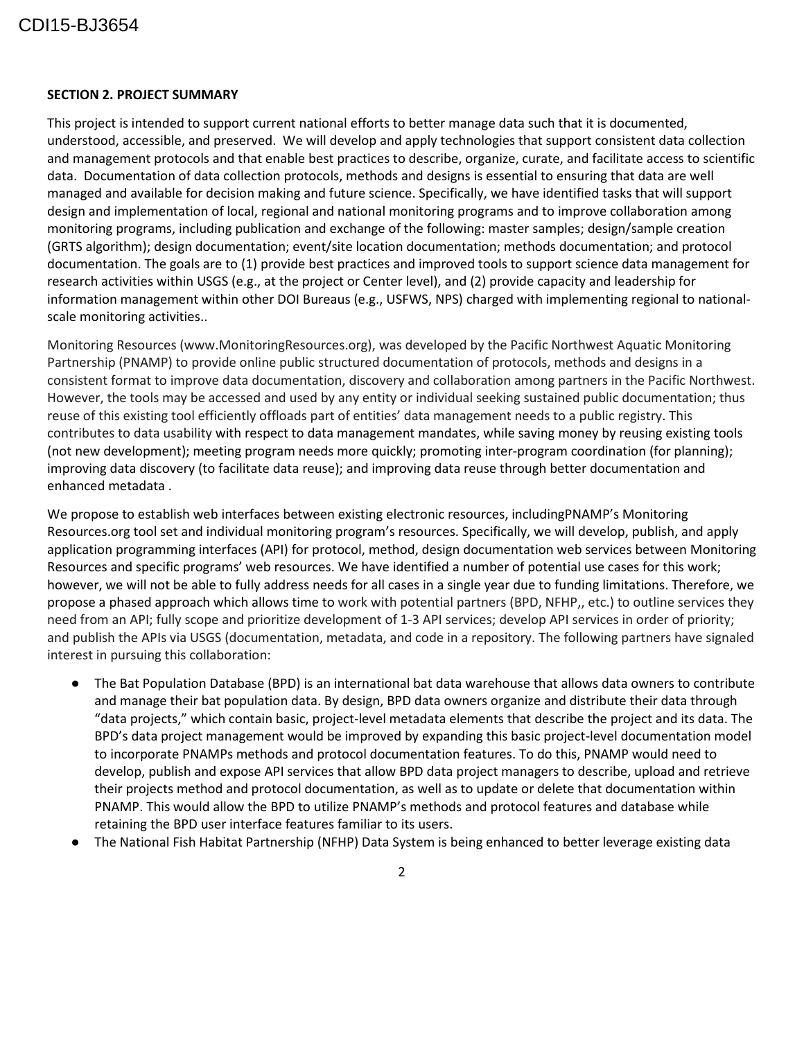**SECTION 2. PROJECT SUMMARY**

This project is intended to support current national efforts to better manage data such that it is documented, understood, accessible, and preserved. We will develop and apply technologies that support consistent data collection and management protocols and that enable best practices to describe, organize, curate, and facilitate access to scientific data. Documentation of data collection protocols, methods and designs is essential to ensuring that data are well managed and available for decision making and future science. Specifically, we have identified tasks that will support design and implementation of local, regional and national monitoring programs and to improve collaboration among monitoring programs, including publication and exchange of the following: master samples; design/sample creation (GRTS algorithm); design documentation; event/site location documentation; methods documentation; and protocol documentation. The goals are to (1) provide best practices and improved tools to support science data management for research activities within USGS (e.g., at the project or Center level), and (2) provide capacity and leadership for information management within other DOI Bureaus (e.g., USFWS, NPS) charged with implementing regional to national-scale monitoring activities..

Monitoring Resources (www.MonitoringResources.org), was developed by the Pacific Northwest Aquatic Monitoring Partnership (PNAMP) to provide online public structured documentation of protocols, methods and designs in a consistent format to improve data documentation, discovery and collaboration among partners in the Pacific Northwest. However, the tools may be accessed and used by any entity or individual seeking sustained public documentation; thus reuse of this existing tool efficiently offloads part of entities' data management needs to a public registry. This contributes to data usability with respect to data management mandates, while saving money by reusing existing tools (not new development); meeting program needs more quickly; promoting inter-program coordination (for planning); improving data discovery (to facilitate data reuse); and improving data reuse through better documentation and enhanced metadata .

We propose to establish web interfaces between existing electronic resources, includingPNAMP's Monitoring Resources.org tool set and individual monitoring program's resources. Specifically, we will develop, publish, and apply application programming interfaces (API) for protocol, method, design documentation web services between Monitoring Resources and specific programs' web resources. We have identified a number of potential use cases for this work; however, we will not be able to fully address needs for all cases in a single year due to funding limitations. Therefore, we propose a phased approach which allows time to work with potential partners (BPD, NFHP,, etc.) to outline services they need from an API; fully scope and prioritize development of 1-3 API services; develop API services in order of priority; and publish the APIs via USGS (documentation, metadata, and code in a repository. The following partners have signaled interest in pursuing this collaboration:

- The Bat Population Database (BPD) is an international bat data warehouse that allows data owners to contribute and manage their bat population data. By design, BPD data owners organize and distribute their data through "data projects," which contain basic, project-level metadata elements that describe the project and its data. The BPD's data project management would be improved by expanding this basic project-level documentation model to incorporate PNAMPs methods and protocol documentation features. To do this, PNAMP would need to develop, publish and expose API services that allow BPD data project managers to describe, upload and retrieve their projects method and protocol documentation, as well as to update or delete that documentation within PNAMP. This would allow the BPD to utilize PNAMP's methods and protocol features and database while retaining the BPD user interface features familiar to its users.
- The National Fish Habitat Partnership (NFHP) Data System is being enhanced to better leverage existing data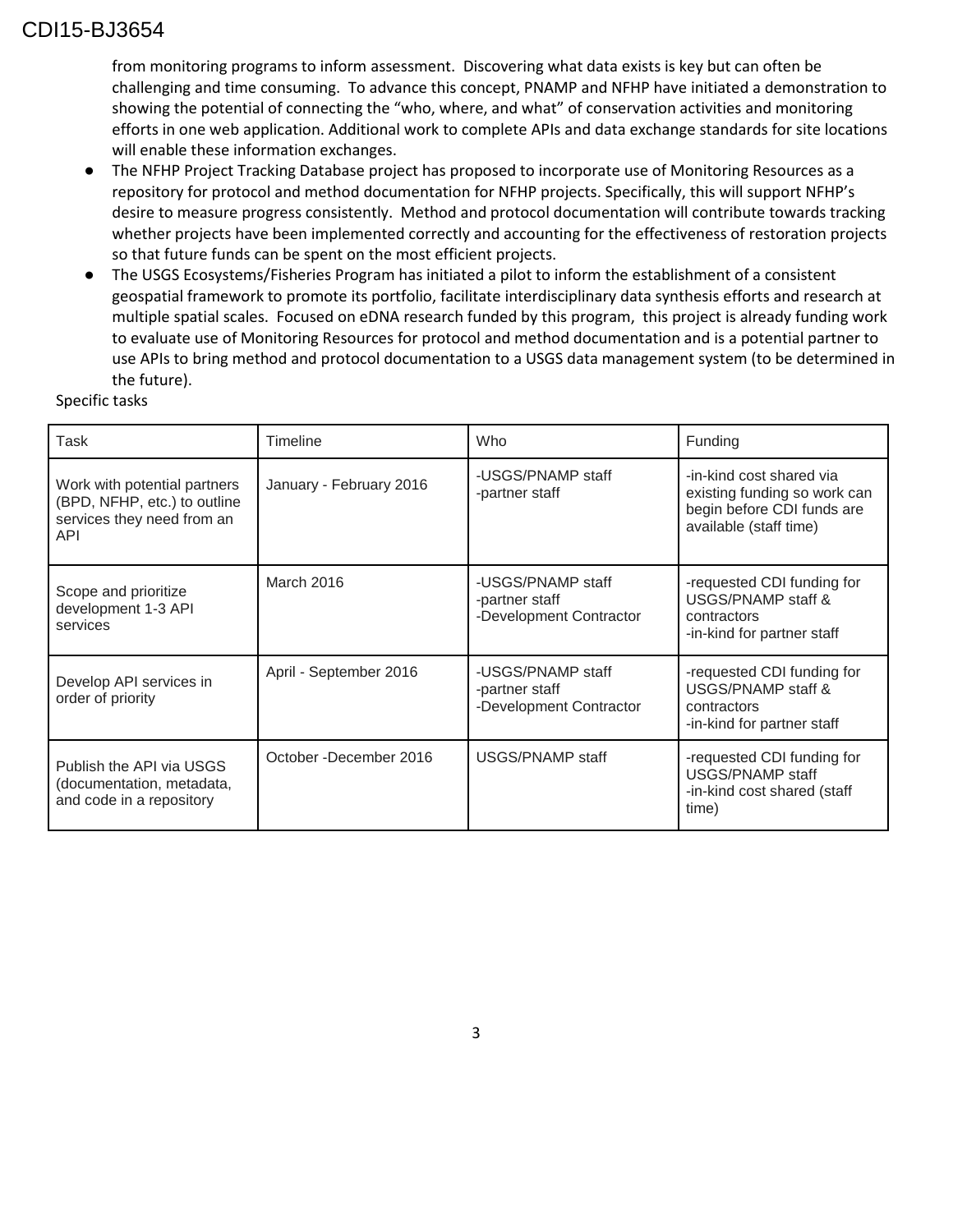from monitoring programs to inform assessment. Discovering what data exists is key but can often be challenging and time consuming. To advance this concept, PNAMP and NFHP have initiated a demonstration to showing the potential of connecting the “who, where, and what” of conservation activities and monitoring efforts in one web application. Additional work to complete APIs and data exchange standards for site locations will enable these information exchanges.

- The NFHP Project Tracking Database project has proposed to incorporate use of Monitoring Resources as a repository for protocol and method documentation for NFHP projects. Specifically, this will support NFHP’s desire to measure progress consistently. Method and protocol documentation will contribute towards tracking whether projects have been implemented correctly and accounting for the effectiveness of restoration projects so that future funds can be spent on the most efficient projects.
- The USGS Ecosystems/Fisheries Program has initiated a pilot to inform the establishment of a consistent geospatial framework to promote its portfolio, facilitate interdisciplinary data synthesis efforts and research at multiple spatial scales. Focused on eDNA research funded by this program, this project is already funding work to evaluate use of Monitoring Resources for protocol and method documentation and is a potential partner to use APIs to bring method and protocol documentation to a USGS data management system (to be determined in the future).

Specific tasks

| Task | Timeline | Who | Funding |
|---|---|---|---|
| Work with potential partners (BPD, NFHP, etc.) to outline services they need from an API | January - February 2016 | -USGS/PNAMP staff<br>-partner staff | -in-kind cost shared via existing funding so work can begin before CDI funds are available (staff time) |
| Scope and prioritize development 1-3 API services | March 2016 | -USGS/PNAMP staff<br>-partner staff<br>-Development Contractor | -requested CDI funding for USGS/PNAMP staff & contractors<br>-in-kind for partner staff |
| Develop API services in order of priority | April - September 2016 | -USGS/PNAMP staff<br>-partner staff<br>-Development Contractor | -requested CDI funding for USGS/PNAMP staff & contractors<br>-in-kind for partner staff |
| Publish the API via USGS (documentation, metadata, and code in a repository | October -December 2016 | USGS/PNAMP staff | -requested CDI funding for USGS/PNAMP staff<br>-in-kind cost shared (staff time) |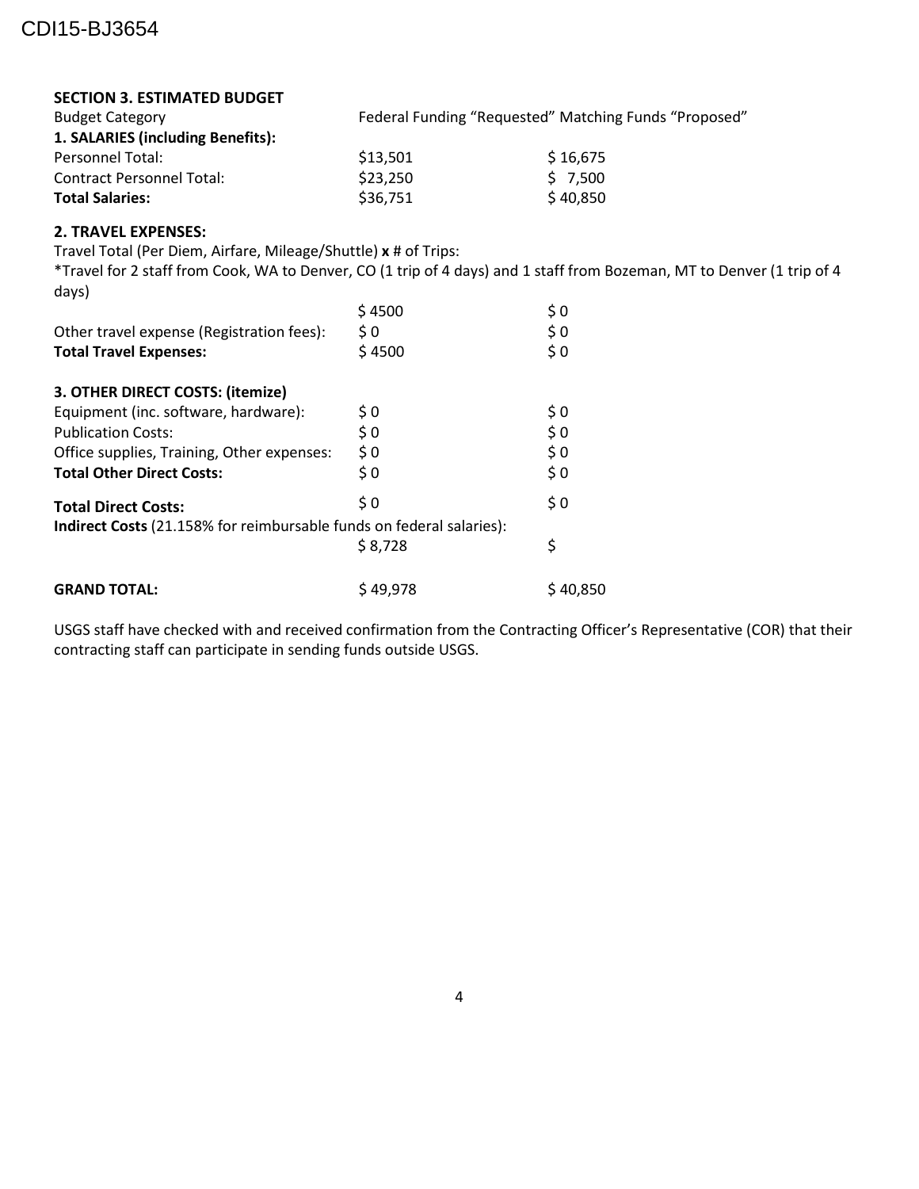**SECTION 3. ESTIMATED BUDGET**

| Budget Category | Federal Funding "Requested" | Matching Funds "Proposed" |
|---|---|---|
| **1. SALARIES (including Benefits):** | | |
| Personnel Total: | $13,501 | $ 16,675 |
| Contract Personnel Total: | $23,250 | $ 7,500 |
| **Total Salaries:** | $36,751 | $ 40,850 |
| **2. TRAVEL EXPENSES:** | | |
| Travel Total (Per Diem, Airfare, Mileage/Shuttle) **x** # of Trips: *Travel for 2 staff from Cook, WA to Denver, CO (1 trip of 4 days) and 1 staff from Bozeman, MT to Denver (1 trip of 4 days) | $ 4500 | $ 0 |
| Other travel expense (Registration fees): | $ 0 | $ 0 |
| **Total Travel Expenses:** | $ 4500 | $ 0 |
| **3. OTHER DIRECT COSTS: (itemize)** | | |
| Equipment (inc. software, hardware): | $ 0 | $ 0 |
| Publication Costs: | $ 0 | $ 0 |
| Office supplies, Training, Other expenses: | $ 0 | $ 0 |
| **Total Other Direct Costs:** | $ 0 | $ 0 |
| **Total Direct Costs:** | $ 0 | $ 0 |
| **Indirect Costs** (21.158% for reimbursable funds on federal salaries): | $ 8,728 | $ |
| **GRAND TOTAL:** | $ 49,978 | $ 40,850 |

USGS staff have checked with and received confirmation from the Contracting Officer's Representative (COR) that their contracting staff can participate in sending funds outside USGS.